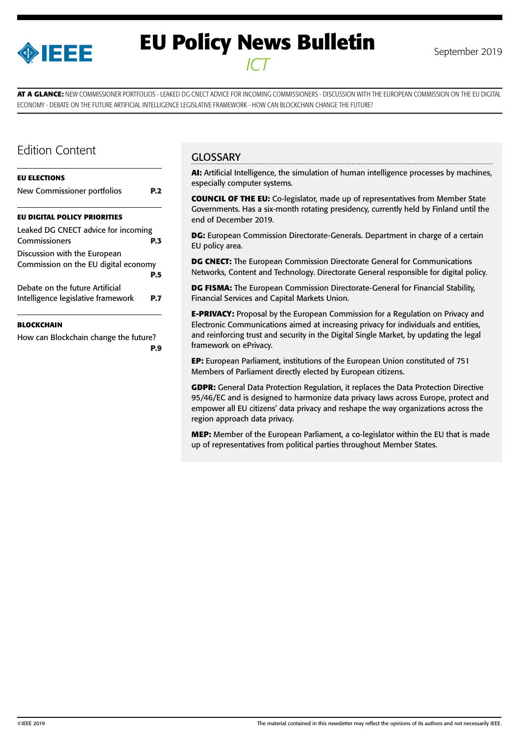# EU Policy News Bulletin

*ICT*

September 2019

**AT A GLANCE:** NEW COMMISSIONER PORTFOLIOS - LEAKED DG CNECT ADVICE FOR INCOMING COMMISSIONERS - DISCUSSION WITH THE EUROPEAN COMMISSION ON THE EU DIGITAL ECONOMY - DEBATE ON THE FUTURE ARTIFICIAL INTELLIGENCE LEGISLATIVE FRAMEWORK - HOW CAN BLOCKCHAIN CHANGE THE FUTURE?

## Edition Content

**EU ELECTIONS**

New Commissioner portfolios **P.2**

**EU DIGITAL POLICY PRIORITIES**

Leaked DG CNECT advice for incoming Commissioners **P.3**

Discussion with the European Commission on the EU digital economy **P.5**

Debate on the future Artificial Intelligence legislative framework **P.7**

**BLOCKCHAIN**

How can Blockchain change the future? **P.9**

## GLOSSARY

**AI:** Artificial Intelligence, the simulation of human intelligence processes by machines, especially computer systems.

**COUNCIL OF THE EU:** Co-legislator, made up of representatives from Member State Governments. Has a six-month rotating presidency, currently held by Finland until the end of December 2019.

**DG:** European Commission Directorate-Generals. Department in charge of a certain EU policy area.

**DG CNECT:** The European Commission Directorate General for Communications Networks, Content and Technology. Directorate General responsible for digital policy.

**DG FISMA:** The European Commission Directorate-General for Financial Stability, Financial Services and Capital Markets Union.

**E-PRIVACY:** Proposal by the European Commission for a Regulation on Privacy and Electronic Communications aimed at increasing privacy for individuals and entities, and reinforcing trust and security in the Digital Single Market, by updating the legal framework on ePrivacy.

**EP:** European Parliament, institutions of the European Union constituted of 751 Members of Parliament directly elected by European citizens.

**GDPR:** General Data Protection Regulation, it replaces the Data Protection Directive 95/46/EC and is designed to harmonize data privacy laws across Europe, protect and empower all EU citizens' data privacy and reshape the way organizations across the region approach data privacy.

**MEP:** Member of the European Parliament, a co-legislator within the EU that is made up of representatives from political parties throughout Member States.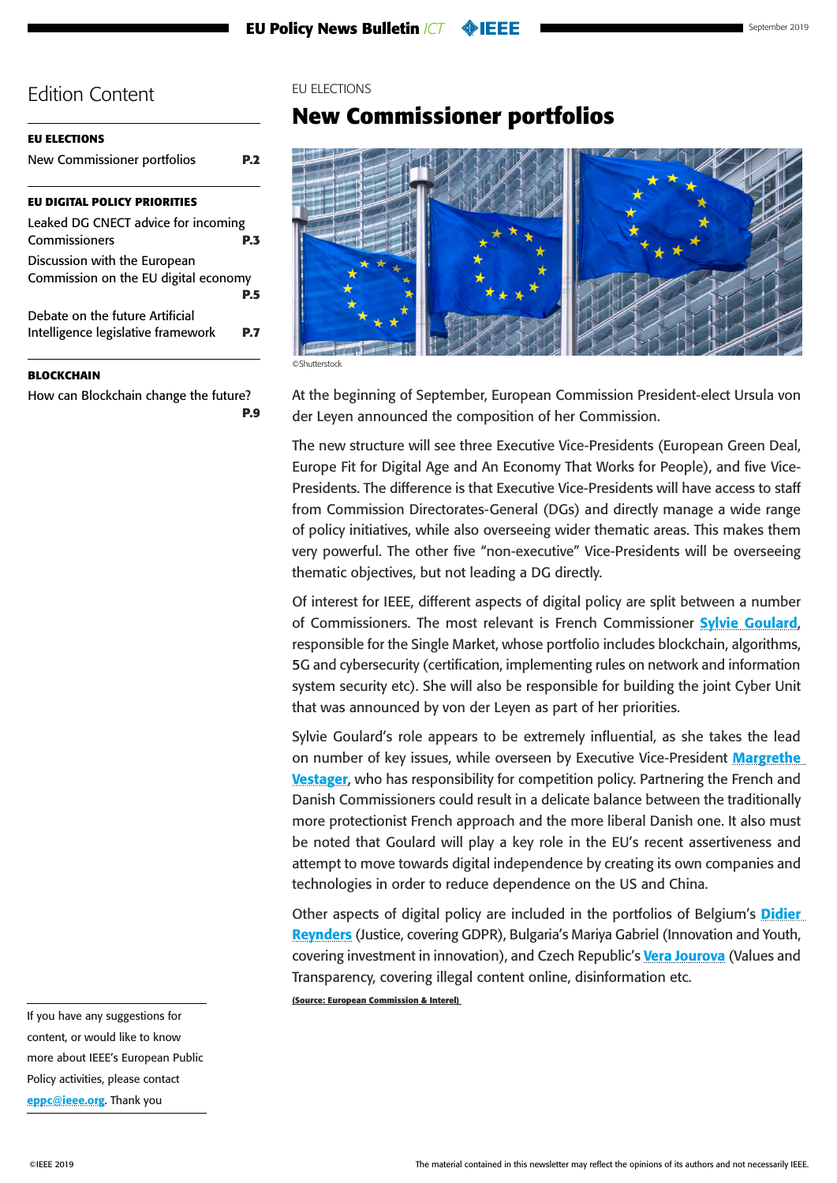# Edition Content

**EU ELECTIONS**

New Commissioner portfolios **P.2**

**EU DIGITAL POLICY PRIORITIES**

Leaked DG CNECT advice for incoming Commissioners **P.3**

Discussion with the European Commission on the EU digital economy **P.5**

Debate on the future Artificial Intelligence legislative framework **P.7**

**BLOCKCHAIN**

How can Blockchain change the future? **P.9**

If you have any suggestions for content, or would like to know more about IEEE's European Public Policy activities, please contact **eppc@ieee.org**. Thank you

EU ELECTIONS

## New Commissioner portfolios

©Shutterstock

At the beginning of September, European Commission President-elect Ursula von der Leyen announced the composition of her Commission.

The new structure will see three Executive Vice-Presidents (European Green Deal, Europe Fit for Digital Age and An Economy That Works for People), and five Vice-Presidents. The difference is that Executive Vice-Presidents will have access to staff from Commission Directorates-General (DGs) and directly manage a wide range of policy initiatives, while also overseeing wider thematic areas. This makes them very powerful. The other five "non-executive" Vice-Presidents will be overseeing thematic objectives, but not leading a DG directly.

Of interest for IEEE, different aspects of digital policy are split between a number of Commissioners. The most relevant is French Commissioner **Sylvie Goulard**, responsible for the Single Market, whose portfolio includes blockchain, algorithms, 5G and cybersecurity (certification, implementing rules on network and information system security etc). She will also be responsible for building the joint Cyber Unit that was announced by von der Leyen as part of her priorities.

Sylvie Goulard's role appears to be extremely influential, as she takes the lead on number of key issues, while overseen by Executive Vice-President **Margrethe Vestager**, who has responsibility for competition policy. Partnering the French and Danish Commissioners could result in a delicate balance between the traditionally more protectionist French approach and the more liberal Danish one. It also must be noted that Goulard will play a key role in the EU's recent assertiveness and attempt to move towards digital independence by creating its own companies and technologies in order to reduce dependence on the US and China.

Other aspects of digital policy are included in the portfolios of Belgium's **Didier Reynders** (Justice, covering GDPR), Bulgaria's Mariya Gabriel (Innovation and Youth, covering investment in innovation), and Czech Republic's **Vera Jourova** (Values and Transparency, covering illegal content online, disinformation etc.

**(Source: European Commission & Interel)**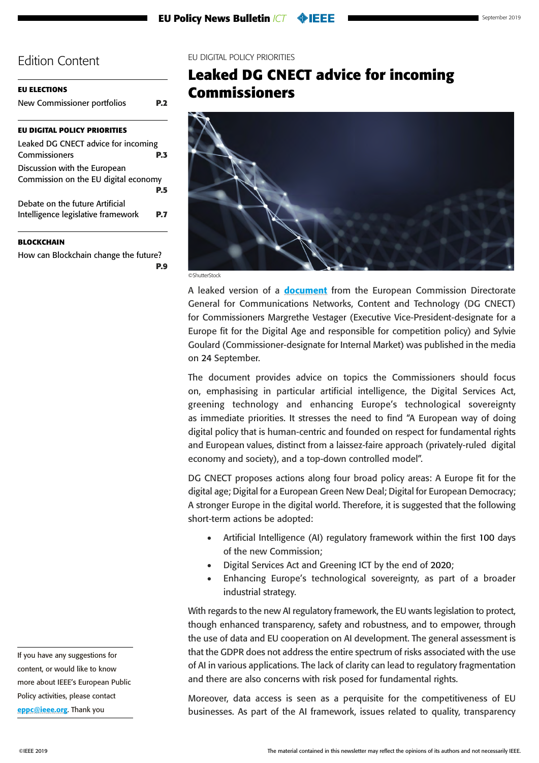## Edition Content

**EU ELECTIONS**

New Commissioner portfolios **P.2**

**EU DIGITAL POLICY PRIORITIES**

Leaked DG CNECT advice for incoming Commissioners **P.3**

Discussion with the European Commission on the EU digital economy **P.5**

Debate on the future Artificial Intelligence legislative framework **P.7**

**BLOCKCHAIN**

How can Blockchain change the future? **P.9**

If you have any suggestions for content, or would like to know more about IEEE's European Public Policy activities, please contact eppc@ieee.org. Thank you

EU DIGITAL POLICY PRIORITIES

# Leaked DG CNECT advice for incoming Commissioners

©ShutterStock

A leaked version of a **document** from the European Commission Directorate General for Communications Networks, Content and Technology (DG CNECT) for Commissioners Margrethe Vestager (Executive Vice-President-designate for a Europe fit for the Digital Age and responsible for competition policy) and Sylvie Goulard (Commissioner-designate for Internal Market) was published in the media on 24 September.

The document provides advice on topics the Commissioners should focus on, emphasising in particular artificial intelligence, the Digital Services Act, greening technology and enhancing Europe's technological sovereignty as immediate priorities. It stresses the need to find "A European way of doing digital policy that is human-centric and founded on respect for fundamental rights and European values, distinct from a laissez-faire approach (privately-ruled digital economy and society), and a top-down controlled model".

DG CNECT proposes actions along four broad policy areas: A Europe fit for the digital age; Digital for a European Green New Deal; Digital for European Democracy; A stronger Europe in the digital world. Therefore, it is suggested that the following short-term actions be adopted:

- Artificial Intelligence (AI) regulatory framework within the first 100 days of the new Commission;
- Digital Services Act and Greening ICT by the end of 2020;
- Enhancing Europe's technological sovereignty, as part of a broader industrial strategy.

With regards to the new AI regulatory framework, the EU wants legislation to protect, though enhanced transparency, safety and robustness, and to empower, through the use of data and EU cooperation on AI development. The general assessment is that the GDPR does not address the entire spectrum of risks associated with the use of AI in various applications. The lack of clarity can lead to regulatory fragmentation and there are also concerns with risk posed for fundamental rights.

Moreover, data access is seen as a perquisite for the competitiveness of EU businesses. As part of the AI framework, issues related to quality, transparency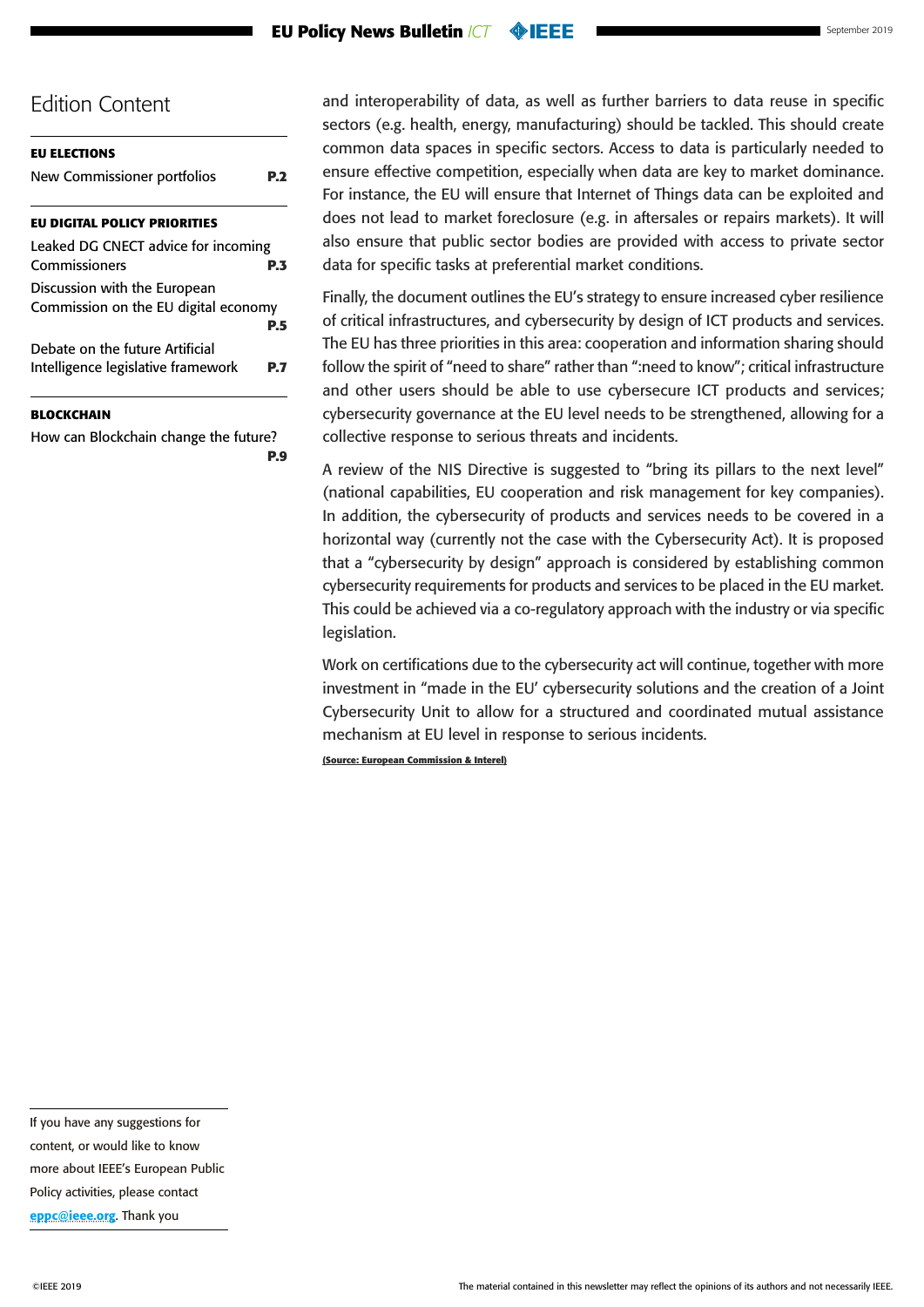## Edition Content

**EU ELECTIONS**

New Commissioner portfolios **P.2**

**EU DIGITAL POLICY PRIORITIES**

Leaked DG CNECT advice for incoming Commissioners **P.3**

Discussion with the European Commission on the EU digital economy **P.5**

Debate on the future Artificial Intelligence legislative framework **P.7**

**BLOCKCHAIN**

How can Blockchain change the future? **P.9**

and interoperability of data, as well as further barriers to data reuse in specific sectors (e.g. health, energy, manufacturing) should be tackled. This should create common data spaces in specific sectors. Access to data is particularly needed to ensure effective competition, especially when data are key to market dominance. For instance, the EU will ensure that Internet of Things data can be exploited and does not lead to market foreclosure (e.g. in aftersales or repairs markets). It will also ensure that public sector bodies are provided with access to private sector data for specific tasks at preferential market conditions.

Finally, the document outlines the EU's strategy to ensure increased cyber resilience of critical infrastructures, and cybersecurity by design of ICT products and services. The EU has three priorities in this area: cooperation and information sharing should follow the spirit of "need to share" rather than ":need to know"; critical infrastructure and other users should be able to use cybersecure ICT products and services; cybersecurity governance at the EU level needs to be strengthened, allowing for a collective response to serious threats and incidents.

A review of the NIS Directive is suggested to "bring its pillars to the next level" (national capabilities, EU cooperation and risk management for key companies). In addition, the cybersecurity of products and services needs to be covered in a horizontal way (currently not the case with the Cybersecurity Act). It is proposed that a "cybersecurity by design" approach is considered by establishing common cybersecurity requirements for products and services to be placed in the EU market. This could be achieved via a co-regulatory approach with the industry or via specific legislation.

Work on certifications due to the cybersecurity act will continue, together with more investment in "made in the EU' cybersecurity solutions and the creation of a Joint Cybersecurity Unit to allow for a structured and coordinated mutual assistance mechanism at EU level in response to serious incidents.

**(Source: European Commission & Interel)**

If you have any suggestions for content, or would like to know more about IEEE's European Public Policy activities, please contact eppc@ieee.org. Thank you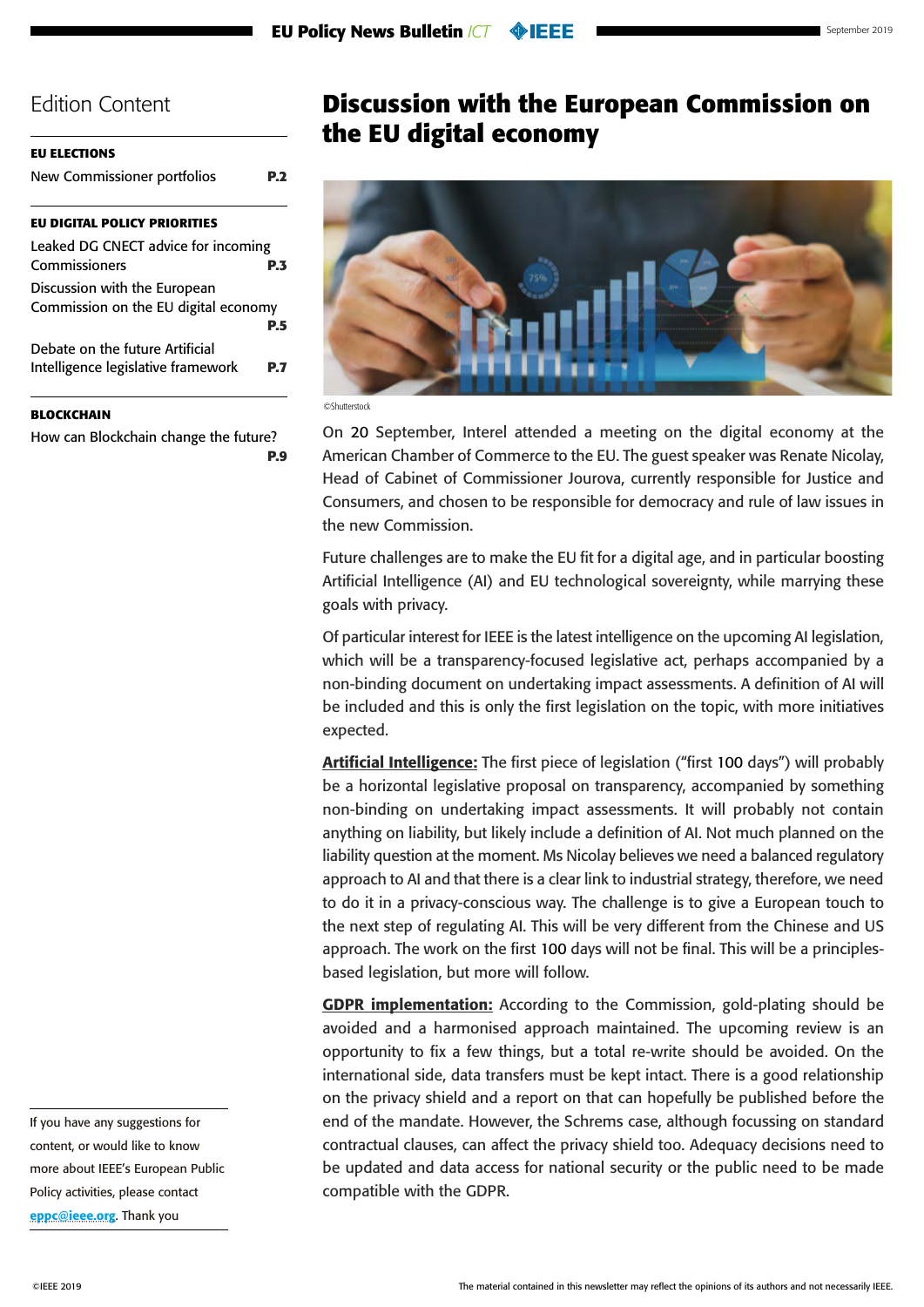## Edition Content

**EU ELECTIONS**

New Commissioner portfolios **P.2**

**EU DIGITAL POLICY PRIORITIES**

Leaked DG CNECT advice for incoming Commissioners **P.3**

Discussion with the European Commission on the EU digital economy **P.5**

Debate on the future Artificial Intelligence legislative framework **P.7**

**BLOCKCHAIN**

How can Blockchain change the future? **P.9**

If you have any suggestions for content, or would like to know more about IEEE's European Public Policy activities, please contact eppc@ieee.org. Thank you

# Discussion with the European Commission on the EU digital economy

©Shutterstock

On 20 September, Interel attended a meeting on the digital economy at the American Chamber of Commerce to the EU. The guest speaker was Renate Nicolay, Head of Cabinet of Commissioner Jourova, currently responsible for Justice and Consumers, and chosen to be responsible for democracy and rule of law issues in the new Commission.

Future challenges are to make the EU fit for a digital age, and in particular boosting Artificial Intelligence (AI) and EU technological sovereignty, while marrying these goals with privacy.

Of particular interest for IEEE is the latest intelligence on the upcoming AI legislation, which will be a transparency-focused legislative act, perhaps accompanied by a non-binding document on undertaking impact assessments. A definition of AI will be included and this is only the first legislation on the topic, with more initiatives expected.

**Artificial Intelligence:** The first piece of legislation ("first 100 days") will probably be a horizontal legislative proposal on transparency, accompanied by something non-binding on undertaking impact assessments. It will probably not contain anything on liability, but likely include a definition of AI. Not much planned on the liability question at the moment. Ms Nicolay believes we need a balanced regulatory approach to AI and that there is a clear link to industrial strategy, therefore, we need to do it in a privacy-conscious way. The challenge is to give a European touch to the next step of regulating AI. This will be very different from the Chinese and US approach. The work on the first 100 days will not be final. This will be a principles-based legislation, but more will follow.

**GDPR implementation:** According to the Commission, gold-plating should be avoided and a harmonised approach maintained. The upcoming review is an opportunity to fix a few things, but a total re-write should be avoided. On the international side, data transfers must be kept intact. There is a good relationship on the privacy shield and a report on that can hopefully be published before the end of the mandate. However, the Schrems case, although focussing on standard contractual clauses, can affect the privacy shield too. Adequacy decisions need to be updated and data access for national security or the public need to be made compatible with the GDPR.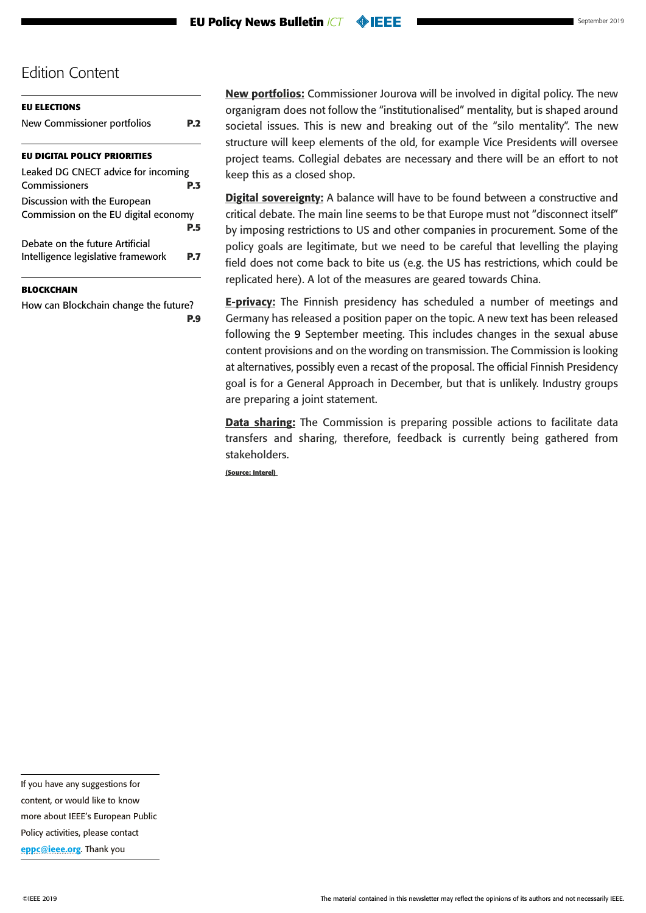## Edition Content

**EU ELECTIONS**

New Commissioner portfolios **P.2**

**EU DIGITAL POLICY PRIORITIES**

Leaked DG CNECT advice for incoming Commissioners **P.3**

Discussion with the European Commission on the EU digital economy **P.5**

Debate on the future Artificial Intelligence legislative framework **P.7**

**BLOCKCHAIN**

How can Blockchain change the future? **P.9**

**New portfolios:** Commissioner Jourova will be involved in digital policy. The new organigram does not follow the "institutionalised" mentality, but is shaped around societal issues. This is new and breaking out of the "silo mentality". The new structure will keep elements of the old, for example Vice Presidents will oversee project teams. Collegial debates are necessary and there will be an effort to not keep this as a closed shop.

**Digital sovereignty:** A balance will have to be found between a constructive and critical debate. The main line seems to be that Europe must not "disconnect itself" by imposing restrictions to US and other companies in procurement. Some of the policy goals are legitimate, but we need to be careful that levelling the playing field does not come back to bite us (e.g. the US has restrictions, which could be replicated here). A lot of the measures are geared towards China.

**E-privacy:** The Finnish presidency has scheduled a number of meetings and Germany has released a position paper on the topic. A new text has been released following the 9 September meeting. This includes changes in the sexual abuse content provisions and on the wording on transmission. The Commission is looking at alternatives, possibly even a recast of the proposal. The official Finnish Presidency goal is for a General Approach in December, but that is unlikely. Industry groups are preparing a joint statement.

**Data sharing:** The Commission is preparing possible actions to facilitate data transfers and sharing, therefore, feedback is currently being gathered from stakeholders.

**(Source: Interel)**

If you have any suggestions for content, or would like to know more about IEEE's European Public Policy activities, please contact eppc@ieee.org. Thank you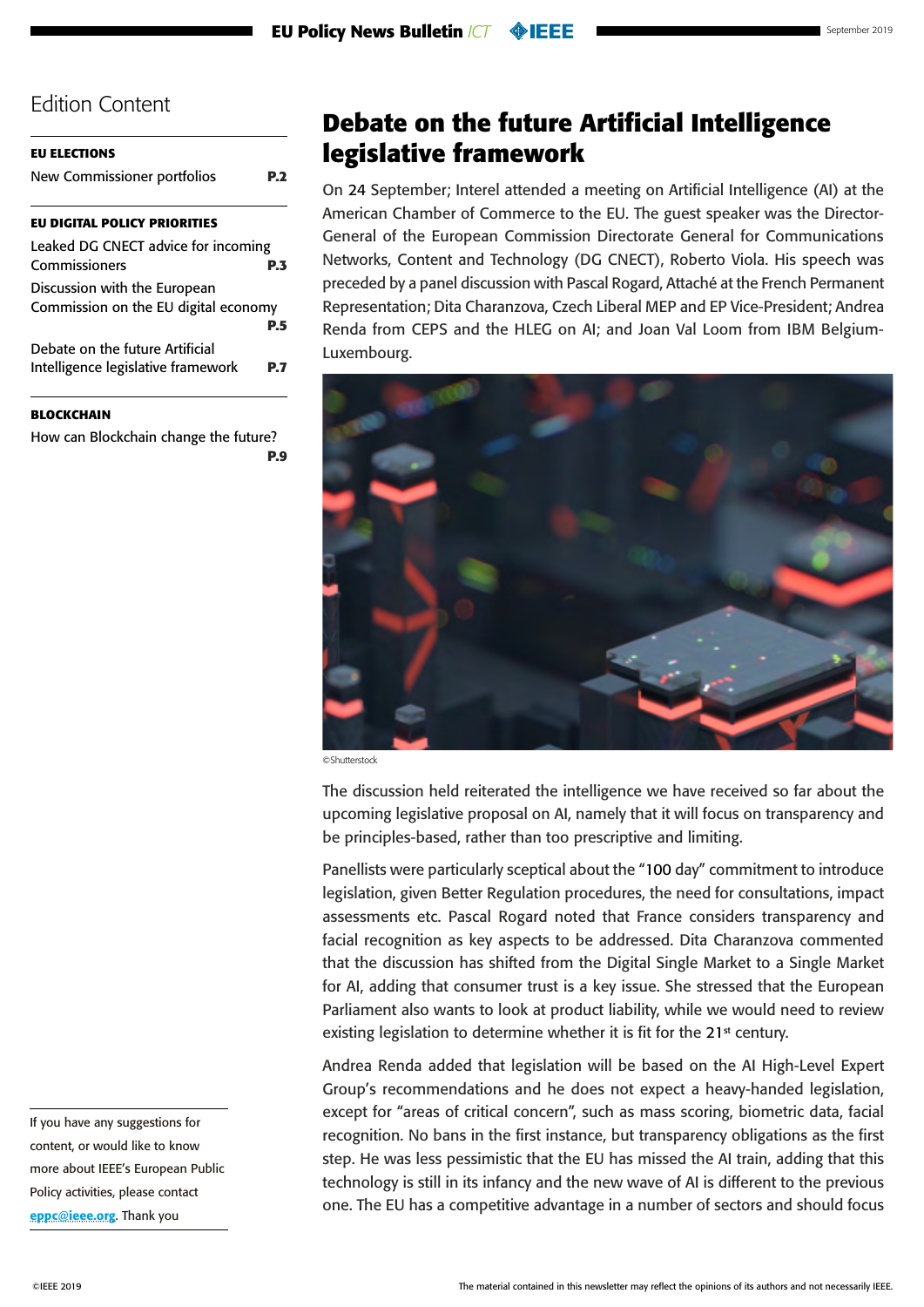## Edition Content

**EU ELECTIONS**

New Commissioner portfolios **P.2**

**EU DIGITAL POLICY PRIORITIES**

Leaked DG CNECT advice for incoming Commissioners **P.3**

Discussion with the European Commission on the EU digital economy **P.5**

Debate on the future Artificial Intelligence legislative framework **P.7**

**BLOCKCHAIN**

How can Blockchain change the future? **P.9**

If you have any suggestions for content, or would like to know more about IEEE's European Public Policy activities, please contact eppc@ieee.org. Thank you

# Debate on the future Artificial Intelligence legislative framework

On 24 September; Interel attended a meeting on Artificial Intelligence (AI) at the American Chamber of Commerce to the EU. The guest speaker was the Director-General of the European Commission Directorate General for Communications Networks, Content and Technology (DG CNECT), Roberto Viola. His speech was preceded by a panel discussion with Pascal Rogard, Attaché at the French Permanent Representation; Dita Charanzova, Czech Liberal MEP and EP Vice-President; Andrea Renda from CEPS and the HLEG on AI; and Joan Val Loom from IBM Belgium-Luxembourg.

©Shutterstock

The discussion held reiterated the intelligence we have received so far about the upcoming legislative proposal on AI, namely that it will focus on transparency and be principles-based, rather than too prescriptive and limiting.

Panellists were particularly sceptical about the "100 day" commitment to introduce legislation, given Better Regulation procedures, the need for consultations, impact assessments etc. Pascal Rogard noted that France considers transparency and facial recognition as key aspects to be addressed. Dita Charanzova commented that the discussion has shifted from the Digital Single Market to a Single Market for AI, adding that consumer trust is a key issue. She stressed that the European Parliament also wants to look at product liability, while we would need to review existing legislation to determine whether it is fit for the 21st century.

Andrea Renda added that legislation will be based on the AI High-Level Expert Group's recommendations and he does not expect a heavy-handed legislation, except for "areas of critical concern", such as mass scoring, biometric data, facial recognition. No bans in the first instance, but transparency obligations as the first step. He was less pessimistic that the EU has missed the AI train, adding that this technology is still in its infancy and the new wave of AI is different to the previous one. The EU has a competitive advantage in a number of sectors and should focus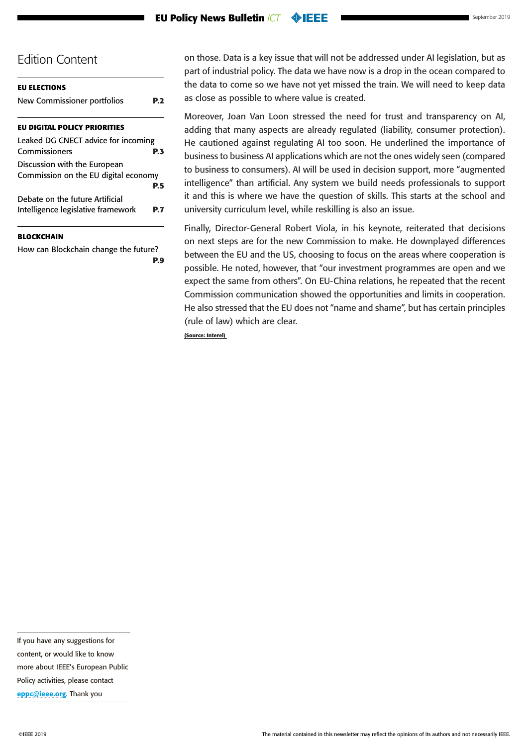## Edition Content

**EU ELECTIONS**

New Commissioner portfolios **P.2**

**EU DIGITAL POLICY PRIORITIES**

Leaked DG CNECT advice for incoming Commissioners **P.3**

Discussion with the European Commission on the EU digital economy **P.5**

Debate on the future Artificial Intelligence legislative framework **P.7**

**BLOCKCHAIN**

How can Blockchain change the future? **P.9**

If you have any suggestions for content, or would like to know more about IEEE's European Public Policy activities, please contact eppc@ieee.org. Thank you

on those. Data is a key issue that will not be addressed under AI legislation, but as part of industrial policy. The data we have now is a drop in the ocean compared to the data to come so we have not yet missed the train. We will need to keep data as close as possible to where value is created.

Moreover, Joan Van Loon stressed the need for trust and transparency on AI, adding that many aspects are already regulated (liability, consumer protection). He cautioned against regulating AI too soon. He underlined the importance of business to business AI applications which are not the ones widely seen (compared to business to consumers). AI will be used in decision support, more "augmented intelligence" than artificial. Any system we build needs professionals to support it and this is where we have the question of skills. This starts at the school and university curriculum level, while reskilling is also an issue.

Finally, Director-General Robert Viola, in his keynote, reiterated that decisions on next steps are for the new Commission to make. He downplayed differences between the EU and the US, choosing to focus on the areas where cooperation is possible. He noted, however, that "our investment programmes are open and we expect the same from others". On EU-China relations, he repeated that the recent Commission communication showed the opportunities and limits in cooperation. He also stressed that the EU does not "name and shame", but has certain principles (rule of law) which are clear.

**(Source: Interel)**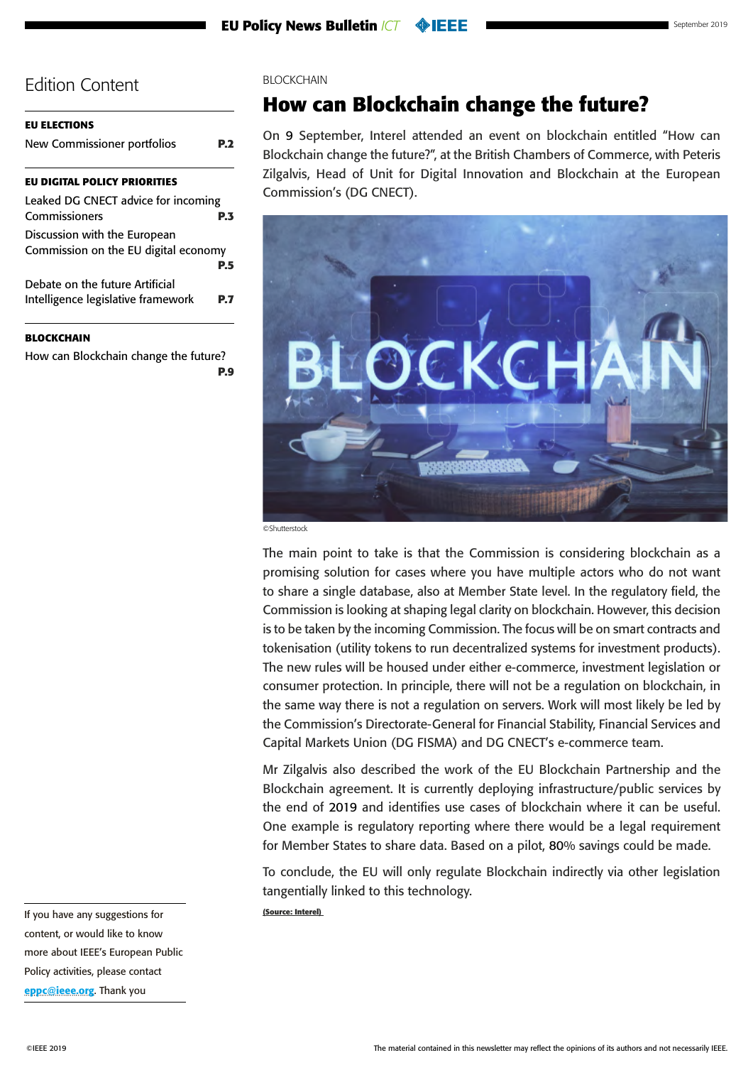## Edition Content

**EU ELECTIONS**

New Commissioner portfolios **P.2**

**EU DIGITAL POLICY PRIORITIES**

Leaked DG CNECT advice for incoming Commissioners **P.3**

Discussion with the European Commission on the EU digital economy **P.5**

Debate on the future Artificial Intelligence legislative framework **P.7**

**BLOCKCHAIN**

How can Blockchain change the future? **P.9**

If you have any suggestions for content, or would like to know more about IEEE's European Public Policy activities, please contact **eppc@ieee.org**. Thank you

BLOCKCHAIN

# How can Blockchain change the future?

On 9 September, Interel attended an event on blockchain entitled "How can Blockchain change the future?", at the British Chambers of Commerce, with Peteris Zilgalvis, Head of Unit for Digital Innovation and Blockchain at the European Commission's (DG CNECT).

©Shutterstock

The main point to take is that the Commission is considering blockchain as a promising solution for cases where you have multiple actors who do not want to share a single database, also at Member State level. In the regulatory field, the Commission is looking at shaping legal clarity on blockchain. However, this decision is to be taken by the incoming Commission. The focus will be on smart contracts and tokenisation (utility tokens to run decentralized systems for investment products). The new rules will be housed under either e-commerce, investment legislation or consumer protection. In principle, there will not be a regulation on blockchain, in the same way there is not a regulation on servers. Work will most likely be led by the Commission's Directorate-General for Financial Stability, Financial Services and Capital Markets Union (DG FISMA) and DG CNECT's e-commerce team.

Mr Zilgalvis also described the work of the EU Blockchain Partnership and the Blockchain agreement. It is currently deploying infrastructure/public services by the end of 2019 and identifies use cases of blockchain where it can be useful. One example is regulatory reporting where there would be a legal requirement for Member States to share data. Based on a pilot, 80% savings could be made.

To conclude, the EU will only regulate Blockchain indirectly via other legislation tangentially linked to this technology.

**(Source: Interel)**